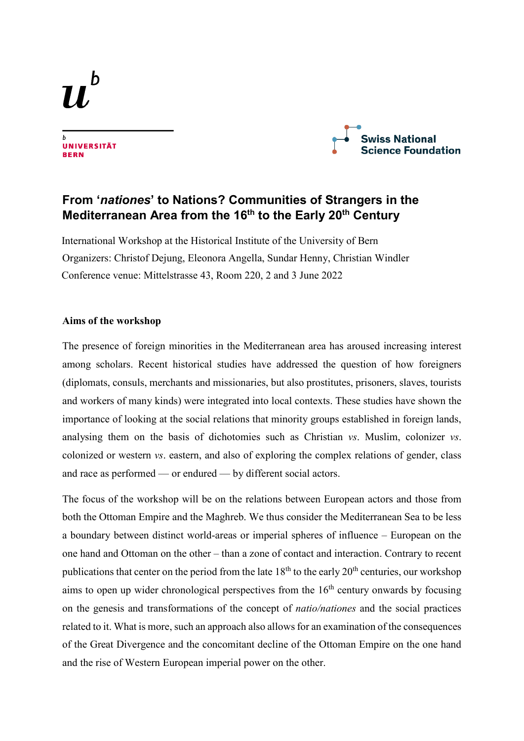UNIVERSITÄT BERN

Swiss National Science Foundation

# From ‘*nationes*’ to Nations? Communities of Strangers in the Mediterranean Area from the 16th to the Early 20th Century

International Workshop at the Historical Institute of the University of Bern

Organizers: Christof Dejung, Eleonora Angella, Sundar Henny, Christian Windler

Conference venue: Mittelstrasse 43, Room 220, 2 and 3 June 2022

## Aims of the workshop

The presence of foreign minorities in the Mediterranean area has aroused increasing interest among scholars. Recent historical studies have addressed the question of how foreigners (diplomats, consuls, merchants and missionaries, but also prostitutes, prisoners, slaves, tourists and workers of many kinds) were integrated into local contexts. These studies have shown the importance of looking at the social relations that minority groups established in foreign lands, analysing them on the basis of dichotomies such as Christian *vs*. Muslim, colonizer *vs*. colonized or western *vs*. eastern, and also of exploring the complex relations of gender, class and race as performed — or endured — by different social actors.

The focus of the workshop will be on the relations between European actors and those from both the Ottoman Empire and the Maghreb. We thus consider the Mediterranean Sea to be less a boundary between distinct world-areas or imperial spheres of influence – European on the one hand and Ottoman on the other – than a zone of contact and interaction. Contrary to recent publications that center on the period from the late 18th to the early 20th centuries, our workshop aims to open up wider chronological perspectives from the 16th century onwards by focusing on the genesis and transformations of the concept of *natio/nationes* and the social practices related to it. What is more, such an approach also allows for an examination of the consequences of the Great Divergence and the concomitant decline of the Ottoman Empire on the one hand and the rise of Western European imperial power on the other.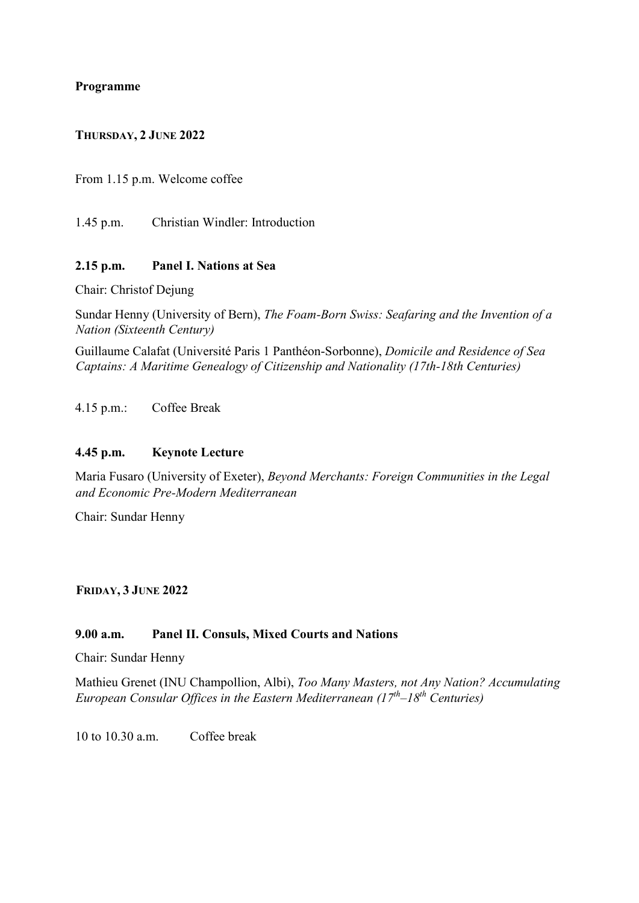**Programme**

**THURSDAY, 2 JUNE 2022**

From 1.15 p.m. Welcome coffee

1.45 p.m. Christian Windler: Introduction

**2.15 p.m. Panel I. Nations at Sea**

Chair: Christof Dejung

Sundar Henny (University of Bern), *The Foam-Born Swiss: Seafaring and the Invention of a Nation (Sixteenth Century)*

Guillaume Calafat (Université Paris 1 Panthéon-Sorbonne), *Domicile and Residence of Sea Captains: A Maritime Genealogy of Citizenship and Nationality (17th-18th Centuries)*

4.15 p.m.: Coffee Break

**4.45 p.m. Keynote Lecture**

Maria Fusaro (University of Exeter), *Beyond Merchants: Foreign Communities in the Legal and Economic Pre-Modern Mediterranean*

Chair: Sundar Henny

**FRIDAY, 3 JUNE 2022**

**9.00 a.m. Panel II. Consuls, Mixed Courts and Nations**

Chair: Sundar Henny

Mathieu Grenet (INU Champollion, Albi), *Too Many Masters, not Any Nation? Accumulating European Consular Offices in the Eastern Mediterranean (17th–18th Centuries)*

10 to 10.30 a.m. Coffee break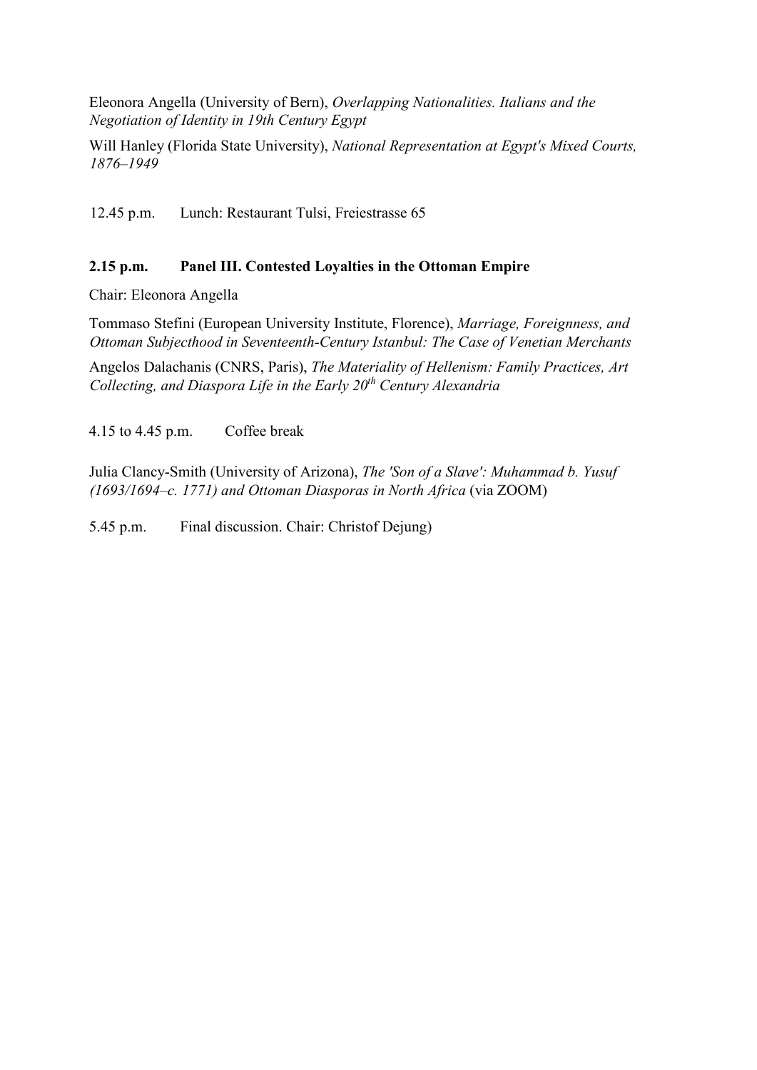Eleonora Angella (University of Bern), *Overlapping Nationalities. Italians and the Negotiation of Identity in 19th Century Egypt*

Will Hanley (Florida State University), *National Representation at Egypt's Mixed Courts, 1876–1949*

12.45 p.m. Lunch: Restaurant Tulsi, Freiestrasse 65

**2.15 p.m. Panel III. Contested Loyalties in the Ottoman Empire**

Chair: Eleonora Angella

Tommaso Stefini (European University Institute, Florence), *Marriage, Foreignness, and Ottoman Subjecthood in Seventeenth-Century Istanbul: The Case of Venetian Merchants*

Angelos Dalachanis (CNRS, Paris), *The Materiality of Hellenism: Family Practices, Art Collecting, and Diaspora Life in the Early 20th Century Alexandria*

4.15 to 4.45 p.m. Coffee break

Julia Clancy-Smith (University of Arizona), *The 'Son of a Slave': Muhammad b. Yusuf (1693/1694–c. 1771) and Ottoman Diasporas in North Africa* (via ZOOM)

5.45 p.m. Final discussion. Chair: Christof Dejung)